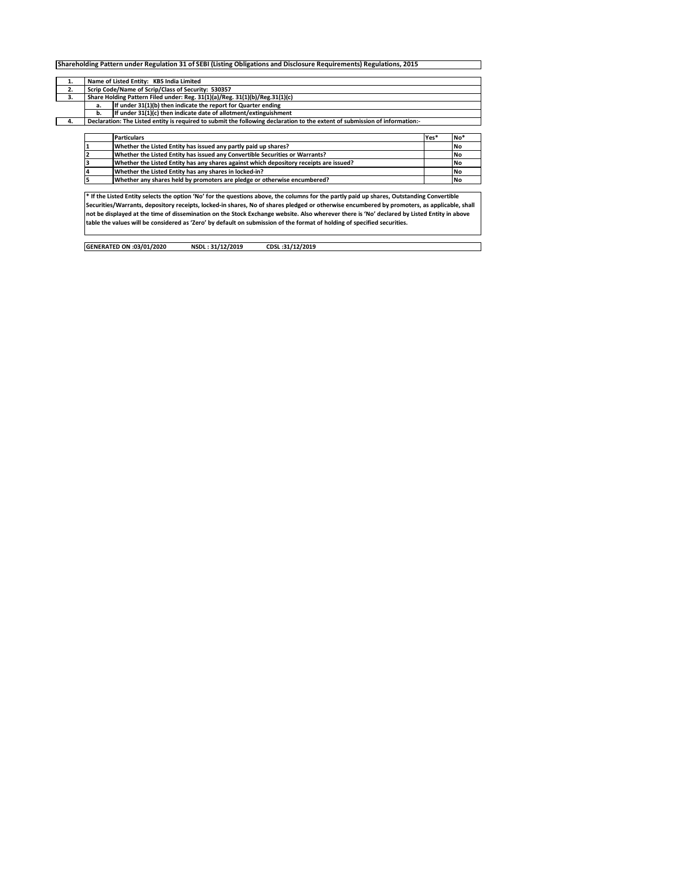**Shareholding Pattern under Regulation 31 of SEBI (Listing Obligations and Disclosure Requirements) Regulations, 2015**

| | | |
|---|---|---|
| 1. | Name of Listed Entity: KBS India Limited | |
| 2. | Scrip Code/Name of Scrip/Class of Security: 530357 | |
| 3. | Share Holding Pattern Filed under: Reg. 31(1)(a)/Reg. 31(1)(b)/Reg.31(1)(c) | |
| | a. | If under 31(1)(b) then indicate the report for Quarter ending |
| | b. | If under 31(1)(c) then indicate date of allotment/extinguishment |
| 4. | Declaration: The Listed entity is required to submit the following declaration to the extent of submission of information:- | |

| | Particulars | Yes* | No* |
|---|---|---|---|
| 1 | Whether the Listed Entity has issued any partly paid up shares? | | No |
| 2 | Whether the Listed Entity has issued any Convertible Securities or Warrants? | | No |
| 3 | Whether the Listed Entity has any shares against which depository receipts are issued? | | No |
| 4 | Whether the Listed Entity has any shares in locked-in? | | No |
| 5 | Whether any shares held by promoters are pledge or otherwise encumbered? | | No |

* If the Listed Entity selects the option 'No' for the questions above, the columns for the partly paid up shares, Outstanding Convertible Securities/Warrants, depository receipts, locked-in shares, No of shares pledged or otherwise encumbered by promoters, as applicable, shall not be displayed at the time of dissemination on the Stock Exchange website. Also wherever there is 'No' declared by Listed Entity in above table the values will be considered as 'Zero' by default on submission of the format of holding of specified securities.

GENERATED ON :03/01/2020 NSDL : 31/12/2019 CDSL :31/12/2019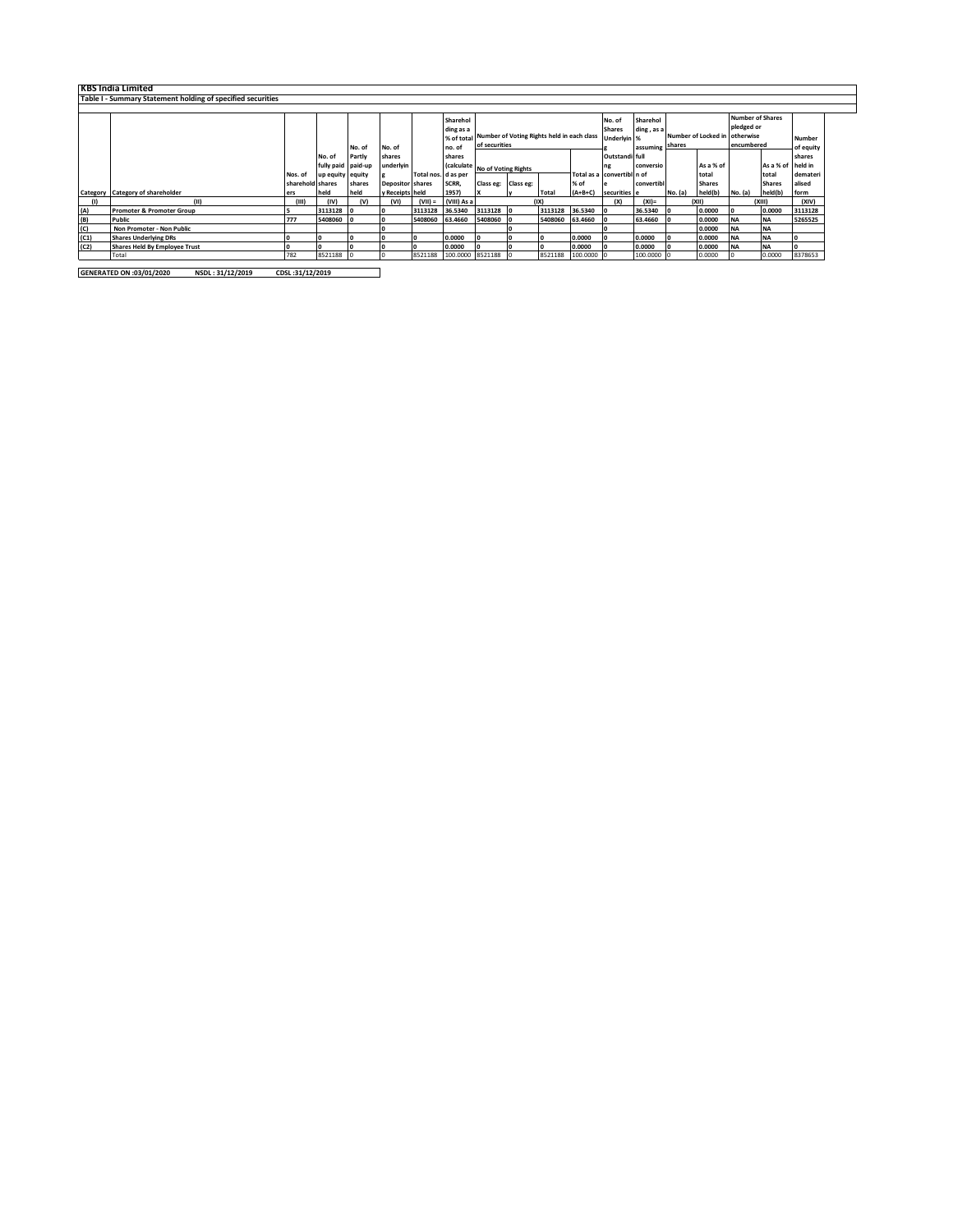## KBS India Limited

### Table I - Summary Statement holding of specified securities

| Category | Category of shareholder | Nos. of shareholders | No. of fully paid up equity shares held | No. of Partly paid-up equity shares held | No. of shares underlying Depository Receipts | Total nos. shares held | Shareholding as a % of total no. of shares (calculated as per SCRR, 1957) | Number of Voting Rights held in each class of securities | | | | No. of Shares Underlying Outstanding convertible securities | Shareholding, as a % assuming full conversion of convertible | Number of Locked in shares | | Number of Shares pledged or otherwise encumbered | | Number of equity shares held in dematerialised form |
|---|---|---|---|---|---|---|---|---|---|---|---|---|---|---|---|---|---|---|
| | | | | | | | | No of Voting Rights | | | Total as a % of (A+B+C) | | | No. (a) | As a % of total Shares held(b) | No. (a) | As a % of total Shares held(b) | |
| | | | | | | | | Class eg: X | Class eg: y | Total | | | | | | | | |
| (I) | (II) | (III) | (IV) | (V) | (VI) | (VII) = | (VIII) As a | (IX) | | | | (X) | (XI)= | (XII) | | (XIII) | | (XIV) |
| (A) | Promoter & Promoter Group | 5 | 3113128 | 0 | 0 | 3113128 | 36.5340 | 3113128 | 0 | 3113128 | 36.5340 | 0 | 36.5340 | 0 | 0.0000 | 0 | 0.0000 | 3113128 |
| (B) | Public | 777 | 5408060 | 0 | 0 | 5408060 | 63.4660 | 5408060 | 0 | 5408060 | 63.4660 | 0 | 63.4660 | 0 | 0.0000 | NA | NA | 5265525 |
| (C) | Non Promoter - Non Public | | | | 0 | | | | 0 | | | 0 | | | 0.0000 | NA | NA | |
| (C1) | Shares Underlying DRs | 0 | 0 | 0 | 0 | 0 | 0.0000 | 0 | 0 | 0 | 0.0000 | 0 | 0.0000 | 0 | 0.0000 | NA | NA | 0 |
| (C2) | Shares Held By Employee Trust | 0 | 0 | 0 | 0 | 0 | 0.0000 | 0 | 0 | 0 | 0.0000 | 0 | 0.0000 | 0 | 0.0000 | NA | NA | 0 |
| | Total | 782 | 8521188 | 0 | 0 | 8521188 | 100.0000 | 8521188 | 0 | 8521188 | 100.0000 | 0 | 100.0000 | 0 | 0.0000 | 0 | 0.0000 | 8378653 |

**GENERATED ON :03/01/2020 NSDL : 31/12/2019 CDSL :31/12/2019**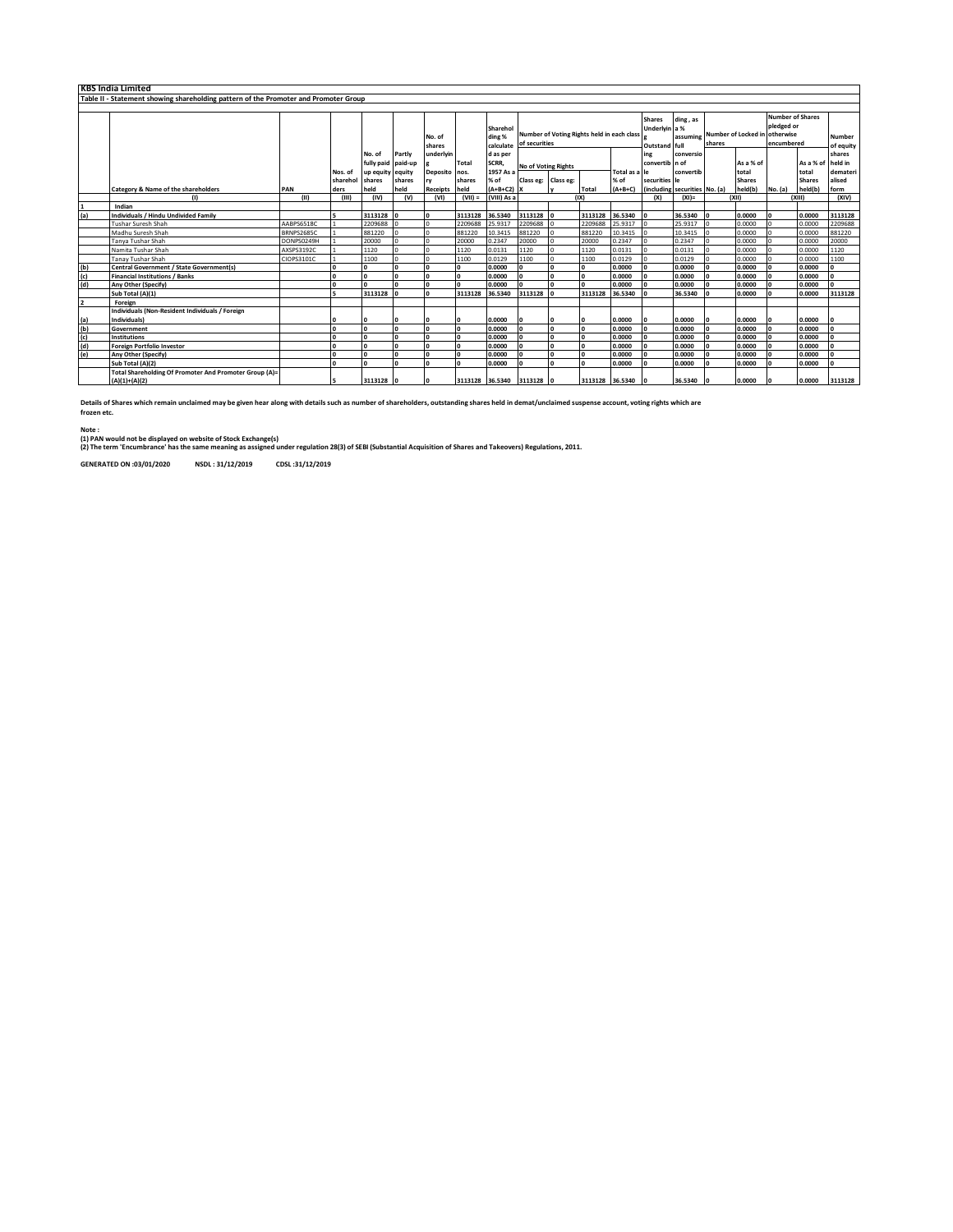## KBS India Limited

### Table II - Statement showing shareholding pattern of the Promoter and Promoter Group

| | Category & Name of the shareholders | PAN | Nos. of shareholders | No. of fully paid up equity shares held | Partly paid-up equity shares held | No. of shares underlying Depository Receipts | Total nos. shares held | Shareholding % calculated as per SCRR, 1957 As a % of (A+B+C2) | Number of Voting Rights held in each class of securities | | | | Shares Underlying Outstanding convertible securities (including | Shareholding , as a % assuming full conversion of convertible securities | Number of Locked in shares | | Number of Shares pledged or otherwise encumbered | | Number of equity shares held in dematerialised form |
|---|---|---|---|---|---|---|---|---|---|---|---|---|---|---|---|---|---|---|---|
| | | | | | | | | | No of Voting Rights | | | Total as a % of (A+B+C) | | | No. (a) | As a % of total Shares held(b) | No. (a) | As a % of total Shares held(b) | |
| | | | | | | | | | Class eg: X | Class eg: y | Total | | | | | | | | |
| | (I) | (II) | (III) | (IV) | (V) | (VI) | (VII) = | (VIII) As a | (IX) | | | | (X) | (XI)= | (XII) | | (XIII) | | (XIV) |
| 1 | Indian | | | | | | | | | | | | | | | | | | |
| (a) | Individuals / Hindu Undivided Family | | 5 | 3113128 | 0 | 0 | 3113128 | 36.5340 | 3113128 | 0 | 3113128 | 36.5340 | 0 | 36.5340 | 0 | 0.0000 | 0 | 0.0000 | 3113128 |
| | Tushar Suresh Shah | AABPS6518C | 1 | 2209688 | 0 | 0 | 2209688 | 25.9317 | 2209688 | 0 | 2209688 | 25.9317 | 0 | 25.9317 | 0 | 0.0000 | 0 | 0.0000 | 2209688 |
| | Madhu Suresh Shah | BRNPS2685C | 1 | 881220 | 0 | 0 | 881220 | 10.3415 | 881220 | 0 | 881220 | 10.3415 | 0 | 10.3415 | 0 | 0.0000 | 0 | 0.0000 | 881220 |
| | Tanya Tushar Shah | DONPS0249H | 1 | 20000 | 0 | 0 | 20000 | 0.2347 | 20000 | 0 | 20000 | 0.2347 | 0 | 0.2347 | 0 | 0.0000 | 0 | 0.0000 | 20000 |
| | Namita Tushar Shah | AXSPS3192C | 1 | 1120 | 0 | 0 | 1120 | 0.0131 | 1120 | 0 | 1120 | 0.0131 | 0 | 0.0131 | 0 | 0.0000 | 0 | 0.0000 | 1120 |
| | Tanay Tushar Shah | CIOPS3101C | 1 | 1100 | 0 | 0 | 1100 | 0.0129 | 1100 | 0 | 1100 | 0.0129 | 0 | 0.0129 | 0 | 0.0000 | 0 | 0.0000 | 1100 |
| (b) | Central Government / State Government(s) | | 0 | 0 | 0 | 0 | 0 | 0.0000 | 0 | 0 | 0 | 0.0000 | 0 | 0.0000 | 0 | 0.0000 | 0 | 0.0000 | 0 |
| (c) | Financial Institutions / Banks | | 0 | 0 | 0 | 0 | 0 | 0.0000 | 0 | 0 | 0 | 0.0000 | 0 | 0.0000 | 0 | 0.0000 | 0 | 0.0000 | 0 |
| (d) | Any Other (Specify) | | 0 | 0 | 0 | 0 | 0 | 0.0000 | 0 | 0 | 0 | 0.0000 | 0 | 0.0000 | 0 | 0.0000 | 0 | 0.0000 | 0 |
| | Sub Total (A)(1) | | 5 | 3113128 | 0 | 0 | 3113128 | 36.5340 | 3113128 | 0 | 3113128 | 36.5340 | 0 | 36.5340 | 0 | 0.0000 | 0 | 0.0000 | 3113128 |
| 2 | Foreign | | | | | | | | | | | | | | | | | | |
| (a) | Individuals (Non-Resident Individuals / Foreign Individuals) | | 0 | 0 | 0 | 0 | 0 | 0.0000 | 0 | 0 | 0 | 0.0000 | 0 | 0.0000 | 0 | 0.0000 | 0 | 0.0000 | 0 |
| (b) | Government | | 0 | 0 | 0 | 0 | 0 | 0.0000 | 0 | 0 | 0 | 0.0000 | 0 | 0.0000 | 0 | 0.0000 | 0 | 0.0000 | 0 |
| (c) | Institutions | | 0 | 0 | 0 | 0 | 0 | 0.0000 | 0 | 0 | 0 | 0.0000 | 0 | 0.0000 | 0 | 0.0000 | 0 | 0.0000 | 0 |
| (d) | Foreign Portfolio Investor | | 0 | 0 | 0 | 0 | 0 | 0.0000 | 0 | 0 | 0 | 0.0000 | 0 | 0.0000 | 0 | 0.0000 | 0 | 0.0000 | 0 |
| (e) | Any Other (Specify) | | 0 | 0 | 0 | 0 | 0 | 0.0000 | 0 | 0 | 0 | 0.0000 | 0 | 0.0000 | 0 | 0.0000 | 0 | 0.0000 | 0 |
| | Sub Total (A)(2) | | 0 | 0 | 0 | 0 | 0 | 0.0000 | 0 | 0 | 0 | 0.0000 | 0 | 0.0000 | 0 | 0.0000 | 0 | 0.0000 | 0 |
| | Total Shareholding Of Promoter And Promoter Group (A)= (A)(1)+(A)(2) | | 5 | 3113128 | 0 | 0 | 3113128 | 36.5340 | 3113128 | 0 | 3113128 | 36.5340 | 0 | 36.5340 | 0 | 0.0000 | 0 | 0.0000 | 3113128 |

**Details of Shares which remain unclaimed may be given hear along with details such as number of shareholders, outstanding shares held in demat/unclaimed suspense account, voting rights which are frozen etc.**

**Note :**
**(1) PAN would not be displayed on website of Stock Exchange(s)**
**(2) The term 'Encumbrance' has the same meaning as assigned under regulation 28(3) of SEBI (Substantial Acquisition of Shares and Takeovers) Regulations, 2011.**

**GENERATED ON :03/01/2020 NSDL : 31/12/2019 CDSL :31/12/2019**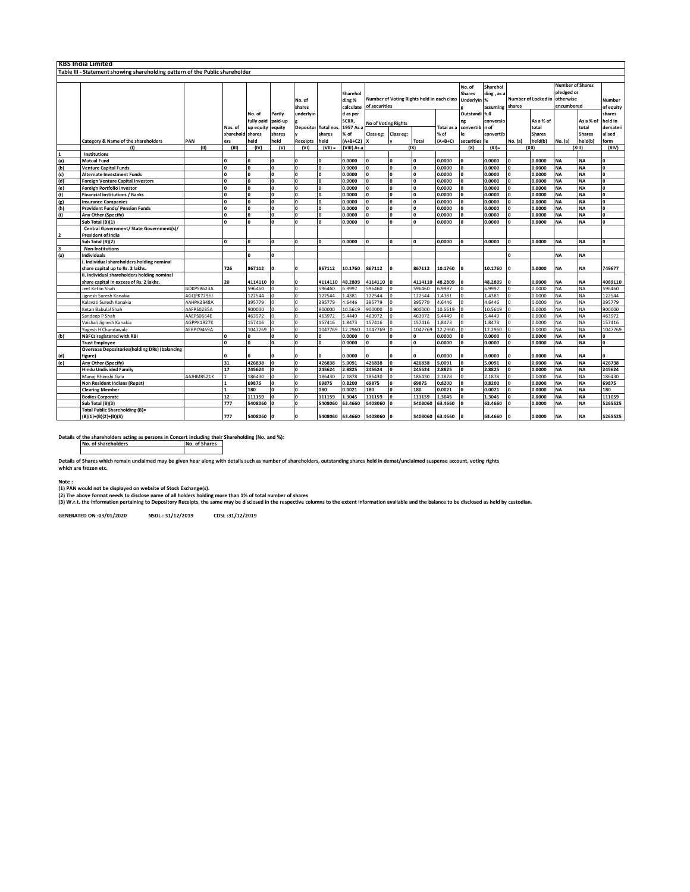**KBS India Limited**

**Table III - Statement showing shareholding pattern of the Public shareholder**

| | Category & Name of the shareholders | PAN | Nos. of shareholders | No. of fully paid up equity shares held | Partly paid-up equity shares held | No. of shares underlying Depository Receipts | Total nos. shares held | Shareholding % calculated as per SCRR, 1957 As a % of (A+B+C2) | Number of Voting Rights held in each class of securities | | | | No. of Shares Underlying Outstanding convertible securities | Shareholding , as a % assuming full conversion of convertible | Number of Locked in shares | | Number of Shares pledged or otherwise encumbered | | Number of equity shares held in dematerialised form |
|---|---|---|---|---|---|---|---|---|---|---|---|---|---|---|---|---|---|---|---|
| | | | | | | | | | No of Voting Rights | | | Total as a % of (A+B+C) | | | No. (a) | As a % of total Shares held(b) | No. (a) | As a % of total Shares held(b) | |
| | | | | | | | | | Class eg: X | Class eg: y | Total | | | | | | | | |
| | (I) | (II) | (III) | (IV) | (V) | (VI) | (VII) = | (VIII) As a | (IX) | | | | (X) | (XI)= | (XII) | | (XIII) | | (XIV) |
| 1 | **Institutions** | | | | | | | | | | | | | | | | | | |
| (a) | **Mutual Fund** | | 0 | 0 | 0 | 0 | 0 | 0.0000 | 0 | 0 | 0 | 0.0000 | 0 | 0.0000 | 0 | 0.0000 | NA | NA | 0 |
| (b) | **Venture Capital Funds** | | 0 | 0 | 0 | 0 | 0 | 0.0000 | 0 | 0 | 0 | 0.0000 | 0 | 0.0000 | 0 | 0.0000 | NA | NA | 0 |
| (c) | **Alternate Investment Funds** | | 0 | 0 | 0 | 0 | 0 | 0.0000 | 0 | 0 | 0 | 0.0000 | 0 | 0.0000 | 0 | 0.0000 | NA | NA | 0 |
| (d) | **Foreign Venture Capital Investors** | | 0 | 0 | 0 | 0 | 0 | 0.0000 | 0 | 0 | 0 | 0.0000 | 0 | 0.0000 | 0 | 0.0000 | NA | NA | 0 |
| (e) | **Foreign Portfolio Investor** | | 0 | 0 | 0 | 0 | 0 | 0.0000 | 0 | 0 | 0 | 0.0000 | 0 | 0.0000 | 0 | 0.0000 | NA | NA | 0 |
| (f) | **Financial Institutions / Banks** | | 0 | 0 | 0 | 0 | 0 | 0.0000 | 0 | 0 | 0 | 0.0000 | 0 | 0.0000 | 0 | 0.0000 | NA | NA | 0 |
| (g) | **Insurance Companies** | | 0 | 0 | 0 | 0 | 0 | 0.0000 | 0 | 0 | 0 | 0.0000 | 0 | 0.0000 | 0 | 0.0000 | NA | NA | 0 |
| (h) | **Provident Funds/ Pension Funds** | | 0 | 0 | 0 | 0 | 0 | 0.0000 | 0 | 0 | 0 | 0.0000 | 0 | 0.0000 | 0 | 0.0000 | NA | NA | 0 |
| (i) | **Any Other (Specify)** | | 0 | 0 | 0 | 0 | 0 | 0.0000 | 0 | 0 | 0 | 0.0000 | 0 | 0.0000 | 0 | 0.0000 | NA | NA | 0 |
| | **Sub Total (B)(1)** | | 0 | 0 | 0 | 0 | 0 | 0.0000 | 0 | 0 | 0 | 0.0000 | 0 | 0.0000 | 0 | 0.0000 | NA | NA | 0 |
| 2 | **Central Government/ State Government(s)/ President of India** | | | | | | | | | | | | | | | | | | |
| | **Sub Total (B)(2)** | | 0 | 0 | 0 | 0 | 0 | 0.0000 | 0 | 0 | 0 | 0.0000 | 0 | 0.0000 | 0 | 0.0000 | NA | NA | 0 |
| 3 | **Non-Institutions** | | | | | | | | | | | | | | | | | | |
| (a) | **Individuals** | | | 0 | 0 | | | | | | | | | | 0 | | NA | NA | |
| | **i. Individual shareholders holding nominal share capital up to Rs. 2 lakhs.** | | 726 | 867112 | 0 | 0 | 867112 | 10.1760 | 867112 | 0 | 867112 | 10.1760 | 0 | 10.1760 | 0 | 0.0000 | NA | NA | 749677 |
| | **ii. Individual shareholders holding nominal share capital in excess of Rs. 2 lakhs.** | | 20 | 4114110 | 0 | 0 | 4114110 | 48.2809 | 4114110 | 0 | 4114110 | 48.2809 | 0 | 48.2809 | 0 | 0.0000 | NA | NA | 4089110 |
| | Jeet Ketan Shah | BOKPS8623A | | 596460 | 0 | 0 | 596460 | 6.9997 | 596460 | 0 | 596460 | 6.9997 | 0 | 6.9997 | 0 | 0.0000 | NA | NA | 596460 |
| | Jignesh Suresh Kanakia | AGQPK7296J | | 122544 | 0 | 0 | 122544 | 1.4381 | 122544 | 0 | 122544 | 1.4381 | 0 | 1.4381 | 0 | 0.0000 | NA | NA | 122544 |
| | Kalavati Suresh Kanakia | AAHPK3948A | | 395779 | 0 | 0 | 395779 | 4.6446 | 395779 | 0 | 395779 | 4.6446 | 0 | 4.6446 | 0 | 0.0000 | NA | NA | 395779 |
| | Ketan Babulal Shah | AAFPS0285A | | 900000 | 0 | 0 | 900000 | 10.5619 | 900000 | 0 | 900000 | 10.5619 | 0 | 10.5619 | 0 | 0.0000 | NA | NA | 900000 |
| | Sandeep P Shah | AAEPS0664E | | 463972 | 0 | 0 | 463972 | 5.4449 | 463972 | 0 | 463972 | 5.4449 | 0 | 5.4449 | 0 | 0.0000 | NA | NA | 463972 |
| | Vaishali Jignesh Kanakia | AGPPK1927K | | 157416 | 0 | 0 | 157416 | 1.8473 | 157416 | 0 | 157416 | 1.8473 | 0 | 1.8473 | 0 | 0.0000 | NA | NA | 157416 |
| | Yogesh H Chandawala | AEBPC9469A | | 1047769 | 0 | 0 | 1047769 | 12.2960 | 1047769 | 0 | 1047769 | 12.2960 | 0 | 12.2960 | 0 | 0.0000 | NA | NA | 1047769 |
| (b) | **NBFCs registered with RBI** | | 0 | 0 | 0 | 0 | 0 | 0.0000 | 0 | 0 | 0 | 0.0000 | 0 | 0.0000 | 0 | 0.0000 | NA | NA | 0 |
| | **Trust Employee** | | 0 | 0 | 0 | 0 | 0 | 0.0000 | 0 | 0 | 0 | 0.0000 | 0 | 0.0000 | 0 | 0.0000 | NA | NA | 0 |
| (d) | **Overseas Depositories(holding DRs) (balancing figure)** | | 0 | 0 | 0 | 0 | 0 | 0.0000 | 0 | 0 | 0 | 0.0000 | 0 | 0.0000 | 0 | 0.0000 | NA | NA | 0 |
| (e) | **Any Other (Specify)** | | 31 | 426838 | 0 | 0 | 426838 | 5.0091 | 426838 | 0 | 426838 | 5.0091 | 0 | 5.0091 | 0 | 0.0000 | NA | NA | 426738 |
| | **Hindu Undivided Family** | | 17 | 245624 | 0 | 0 | 245624 | 2.8825 | 245624 | 0 | 245624 | 2.8825 | 0 | 2.8825 | 0 | 0.0000 | NA | NA | 245624 |
| | Manoj Bhimshi Gala | AAJHM8521K | 1 | 186430 | 0 | 0 | 186430 | 2.1878 | 186430 | 0 | 186430 | 2.1878 | 0 | 2.1878 | 0 | 0.0000 | NA | NA | 186430 |
| | **Non Resident Indians (Repat)** | | 1 | 69875 | 0 | 0 | 69875 | 0.8200 | 69875 | 0 | 69875 | 0.8200 | 0 | 0.8200 | 0 | 0.0000 | NA | NA | 69875 |
| | **Clearing Member** | | 1 | 180 | 0 | 0 | 180 | 0.0021 | 180 | 0 | 180 | 0.0021 | 0 | 0.0021 | 0 | 0.0000 | NA | NA | 180 |
| | **Bodies Corporate** | | 12 | 111159 | 0 | 0 | 111159 | 1.3045 | 111159 | 0 | 111159 | 1.3045 | 0 | 1.3045 | 0 | 0.0000 | NA | NA | 111059 |
| | **Sub Total (B)(3)** | | 777 | 5408060 | 0 | 0 | 5408060 | 63.4660 | 5408060 | 0 | 5408060 | 63.4660 | 0 | 63.4660 | 0 | 0.0000 | NA | NA | 5265525 |
| | **Total Public Shareholding (B)= (B)(1)+(B)(2)+(B)(3)** | | 777 | 5408060 | 0 | 0 | 5408060 | 63.4660 | 5408060 | 0 | 5408060 | 63.4660 | 0 | 63.4660 | 0 | 0.0000 | NA | NA | 5265525 |

**Details of the shareholders acting as persons in Concert including their Shareholding (No. and %):**

| No. of shareholders | No. of Shares |
|---|---|
| | |

**Details of Shares which remain unclaimed may be given hear along with details such as number of shareholders, outstanding shares held in demat/unclaimed suspense account, voting rights which are frozen etc.**

**Note :**

**(1) PAN would not be displayed on website of Stock Exchange(s).**

**(2) The above format needs to disclose name of all holders holding more than 1% of total number of shares**

**(3) W.r.t. the information pertaining to Depository Receipts, the same may be disclosed in the respective columns to the extent information available and the balance to be disclosed as held by custodian.**

**GENERATED ON :03/01/2020 NSDL : 31/12/2019 CDSL :31/12/2019**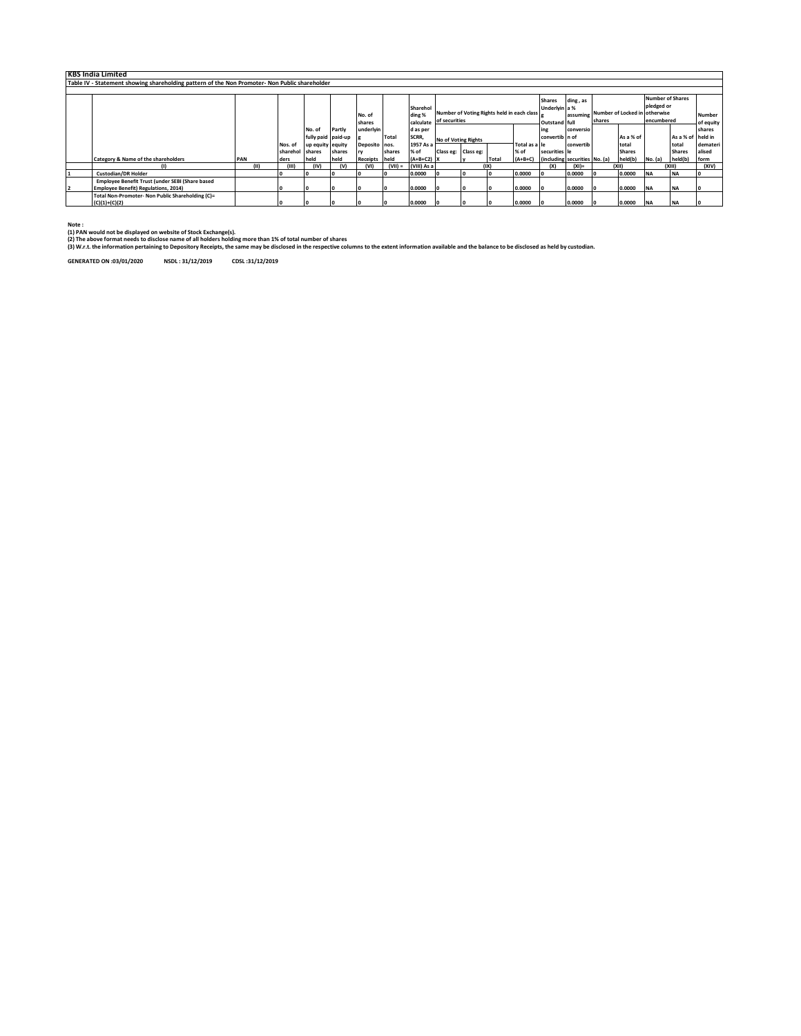**KBS India Limited**

**Table IV - Statement showing shareholding pattern of the Non Promoter- Non Public shareholder**

| | Category & Name of the shareholders | PAN | Nos. of shareholders | No. of fully paid up equity shares held | Partly paid-up equity shares held | No. of shares underlying Depository Receipts | Total nos. shares held | Shareholding % calculated as per SCRR, 1957 As a % of (A+B+C2) | Number of Voting Rights held in each class of securities | | | | Shares Underlying Outstanding convertible securities (including | Shareholding , as a % assuming full conversion of convertible securities | Number of Locked in shares | | Number of Shares pledged or otherwise encumbered | | Number of equity shares held in dematerialised form |
|---|---|---|---|---|---|---|---|---|---|---|---|---|---|---|---|---|---|---|---|
| | | | | | | | | | No of Voting Rights | | | Total as a % of (A+B+C) | | | No. (a) | As a % of total Shares held(b) | No. (a) | As a % of total Shares held(b) | |
| | | | | | | | | | Class eg: X | Class eg: y | Total | | | | | | | | |
| | (I) | (II) | (III) | (IV) | (V) | (VI) | (VII) = | (VIII) As a | (IX) | | | | (X) | (XI)= | (XII) | | (XIII) | | (XIV) |
| 1 | Custodian/DR Holder | | 0 | 0 | 0 | 0 | 0 | 0.0000 | 0 | 0 | 0 | 0.0000 | 0 | 0.0000 | 0 | 0.0000 | NA | NA | 0 |
| 2 | Employee Benefit Trust (under SEBI (Share based Employee Benefit) Regulations, 2014) | | 0 | 0 | 0 | 0 | 0 | 0.0000 | 0 | 0 | 0 | 0.0000 | 0 | 0.0000 | 0 | 0.0000 | NA | NA | 0 |
| | Total Non-Promoter- Non Public Shareholding (C)= (C)(1)+(C)(2) | | 0 | 0 | 0 | 0 | 0 | 0.0000 | 0 | 0 | 0 | 0.0000 | 0 | 0.0000 | 0 | 0.0000 | NA | NA | 0 |

**Note :**

**(1) PAN would not be displayed on website of Stock Exchange(s).**

**(2) The above format needs to disclose name of all holders holding more than 1% of total number of shares**

**(3) W.r.t. the information pertaining to Depository Receipts, the same may be disclosed in the respective columns to the extent information available and the balance to be disclosed as held by custodian.**

**GENERATED ON :03/01/2020 NSDL : 31/12/2019 CDSL :31/12/2019**